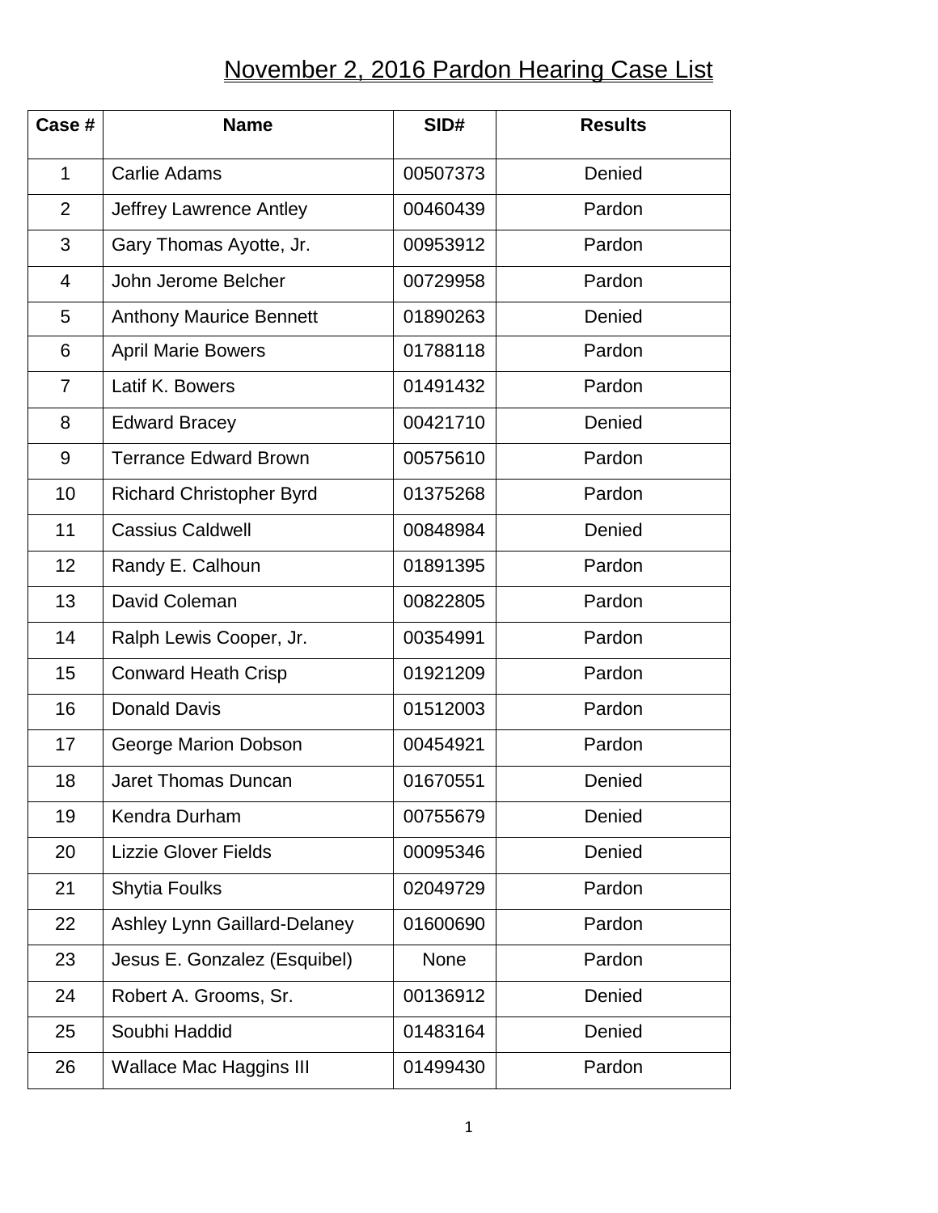# November 2, 2016 Pardon Hearing Case List

| Case # | Name | SID# | Results |
|---|---|---|---|
| 1 | Carlie Adams | 00507373 | Denied |
| 2 | Jeffrey Lawrence Antley | 00460439 | Pardon |
| 3 | Gary Thomas Ayotte, Jr. | 00953912 | Pardon |
| 4 | John Jerome Belcher | 00729958 | Pardon |
| 5 | Anthony Maurice Bennett | 01890263 | Denied |
| 6 | April Marie Bowers | 01788118 | Pardon |
| 7 | Latif K. Bowers | 01491432 | Pardon |
| 8 | Edward Bracey | 00421710 | Denied |
| 9 | Terrance Edward Brown | 00575610 | Pardon |
| 10 | Richard Christopher Byrd | 01375268 | Pardon |
| 11 | Cassius Caldwell | 00848984 | Denied |
| 12 | Randy E. Calhoun | 01891395 | Pardon |
| 13 | David Coleman | 00822805 | Pardon |
| 14 | Ralph Lewis Cooper, Jr. | 00354991 | Pardon |
| 15 | Conward Heath Crisp | 01921209 | Pardon |
| 16 | Donald Davis | 01512003 | Pardon |
| 17 | George Marion Dobson | 00454921 | Pardon |
| 18 | Jaret Thomas Duncan | 01670551 | Denied |
| 19 | Kendra Durham | 00755679 | Denied |
| 20 | Lizzie Glover Fields | 00095346 | Denied |
| 21 | Shytia Foulks | 02049729 | Pardon |
| 22 | Ashley Lynn Gaillard-Delaney | 01600690 | Pardon |
| 23 | Jesus E. Gonzalez (Esquibel) | None | Pardon |
| 24 | Robert A. Grooms, Sr. | 00136912 | Denied |
| 25 | Soubhi Haddid | 01483164 | Denied |
| 26 | Wallace Mac Haggins III | 01499430 | Pardon |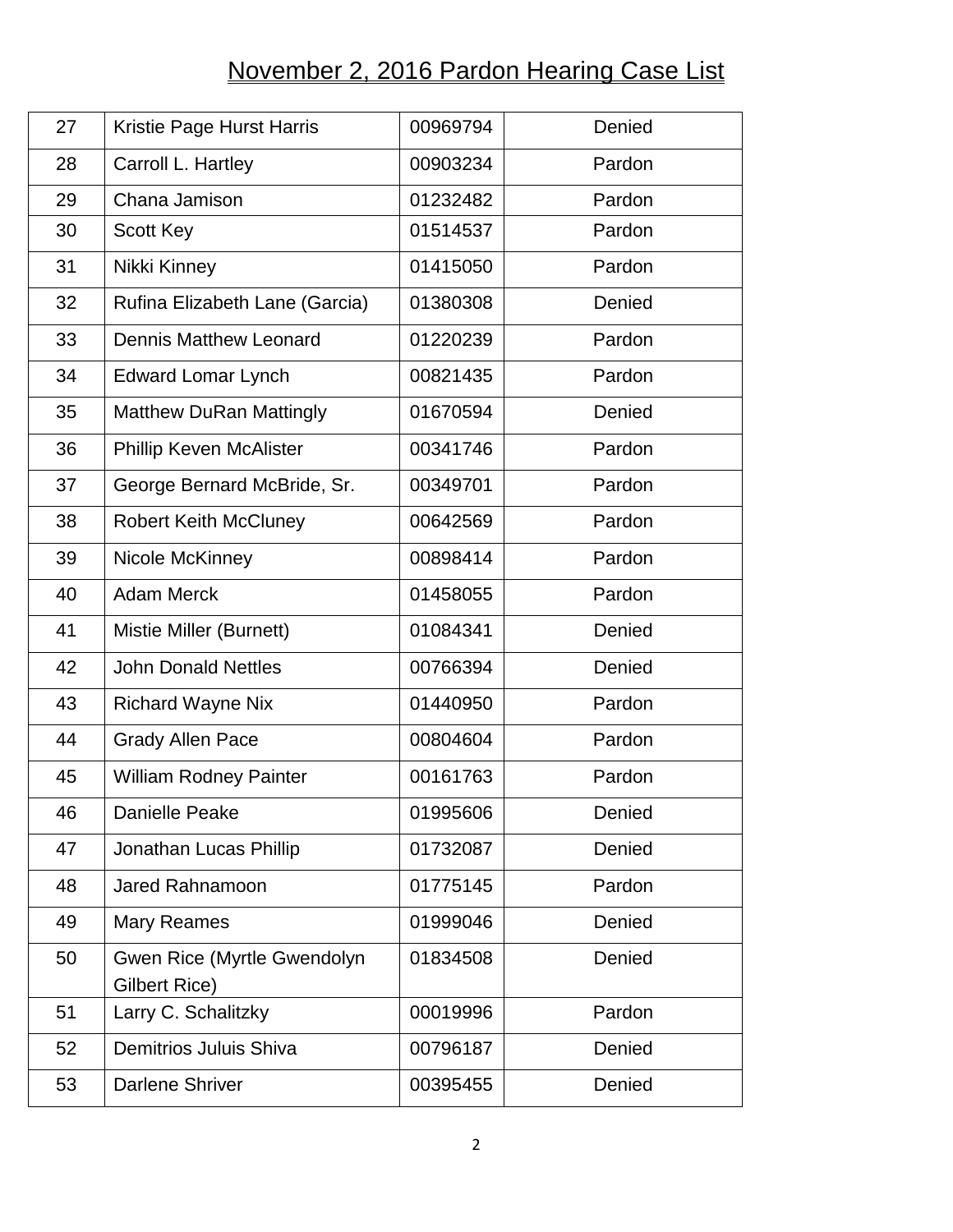# November 2, 2016 Pardon Hearing Case List

| | | | |
|---|---|---|---|
| 27 | Kristie Page Hurst Harris | 00969794 | Denied |
| 28 | Carroll L. Hartley | 00903234 | Pardon |
| 29 | Chana Jamison | 01232482 | Pardon |
| 30 | Scott Key | 01514537 | Pardon |
| 31 | Nikki Kinney | 01415050 | Pardon |
| 32 | Rufina Elizabeth Lane (Garcia) | 01380308 | Denied |
| 33 | Dennis Matthew Leonard | 01220239 | Pardon |
| 34 | Edward Lomar Lynch | 00821435 | Pardon |
| 35 | Matthew DuRan Mattingly | 01670594 | Denied |
| 36 | Phillip Keven McAlister | 00341746 | Pardon |
| 37 | George Bernard McBride, Sr. | 00349701 | Pardon |
| 38 | Robert Keith McCluney | 00642569 | Pardon |
| 39 | Nicole McKinney | 00898414 | Pardon |
| 40 | Adam Merck | 01458055 | Pardon |
| 41 | Mistie Miller (Burnett) | 01084341 | Denied |
| 42 | John Donald Nettles | 00766394 | Denied |
| 43 | Richard Wayne Nix | 01440950 | Pardon |
| 44 | Grady Allen Pace | 00804604 | Pardon |
| 45 | William Rodney Painter | 00161763 | Pardon |
| 46 | Danielle Peake | 01995606 | Denied |
| 47 | Jonathan Lucas Phillip | 01732087 | Denied |
| 48 | Jared Rahnamoon | 01775145 | Pardon |
| 49 | Mary Reames | 01999046 | Denied |
| 50 | Gwen Rice (Myrtle Gwendolyn Gilbert Rice) | 01834508 | Denied |
| 51 | Larry C. Schalitzky | 00019996 | Pardon |
| 52 | Demitrios Juluis Shiva | 00796187 | Denied |
| 53 | Darlene Shriver | 00395455 | Denied |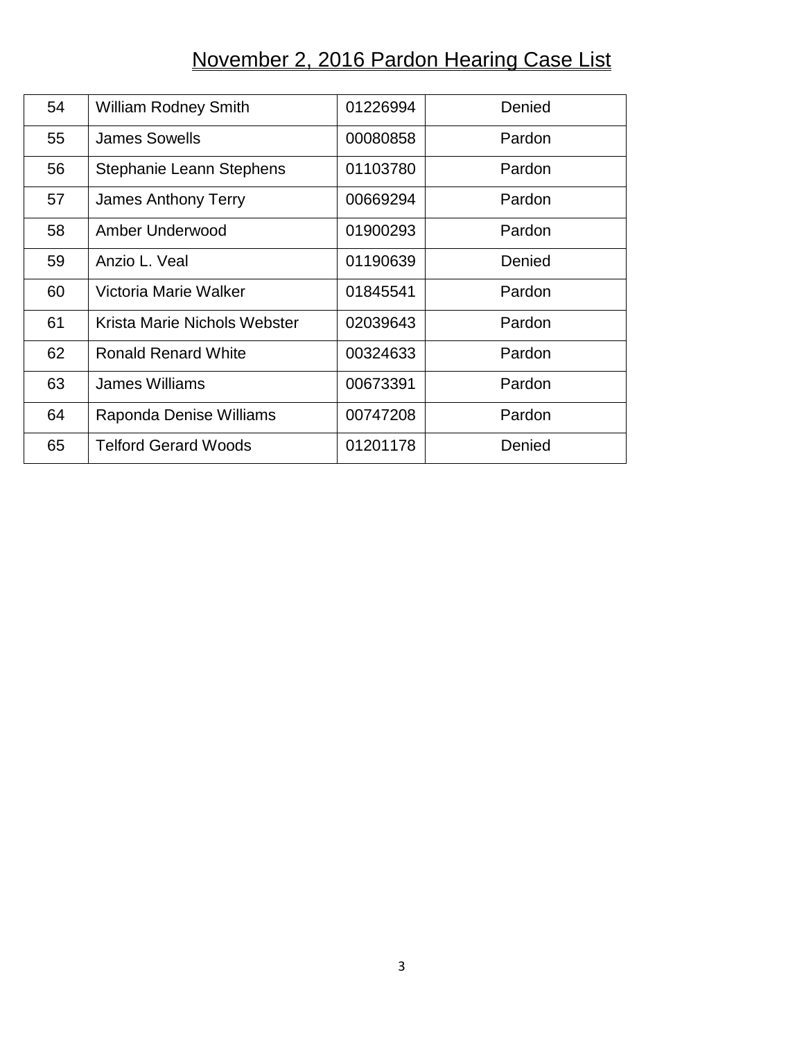# November 2, 2016 Pardon Hearing Case List

| | | | |
|---|---|---|---|
| 54 | William Rodney Smith | 01226994 | Denied |
| 55 | James Sowells | 00080858 | Pardon |
| 56 | Stephanie Leann Stephens | 01103780 | Pardon |
| 57 | James Anthony Terry | 00669294 | Pardon |
| 58 | Amber Underwood | 01900293 | Pardon |
| 59 | Anzio L. Veal | 01190639 | Denied |
| 60 | Victoria Marie Walker | 01845541 | Pardon |
| 61 | Krista Marie Nichols Webster | 02039643 | Pardon |
| 62 | Ronald Renard White | 00324633 | Pardon |
| 63 | James Williams | 00673391 | Pardon |
| 64 | Raponda Denise Williams | 00747208 | Pardon |
| 65 | Telford Gerard Woods | 01201178 | Denied |